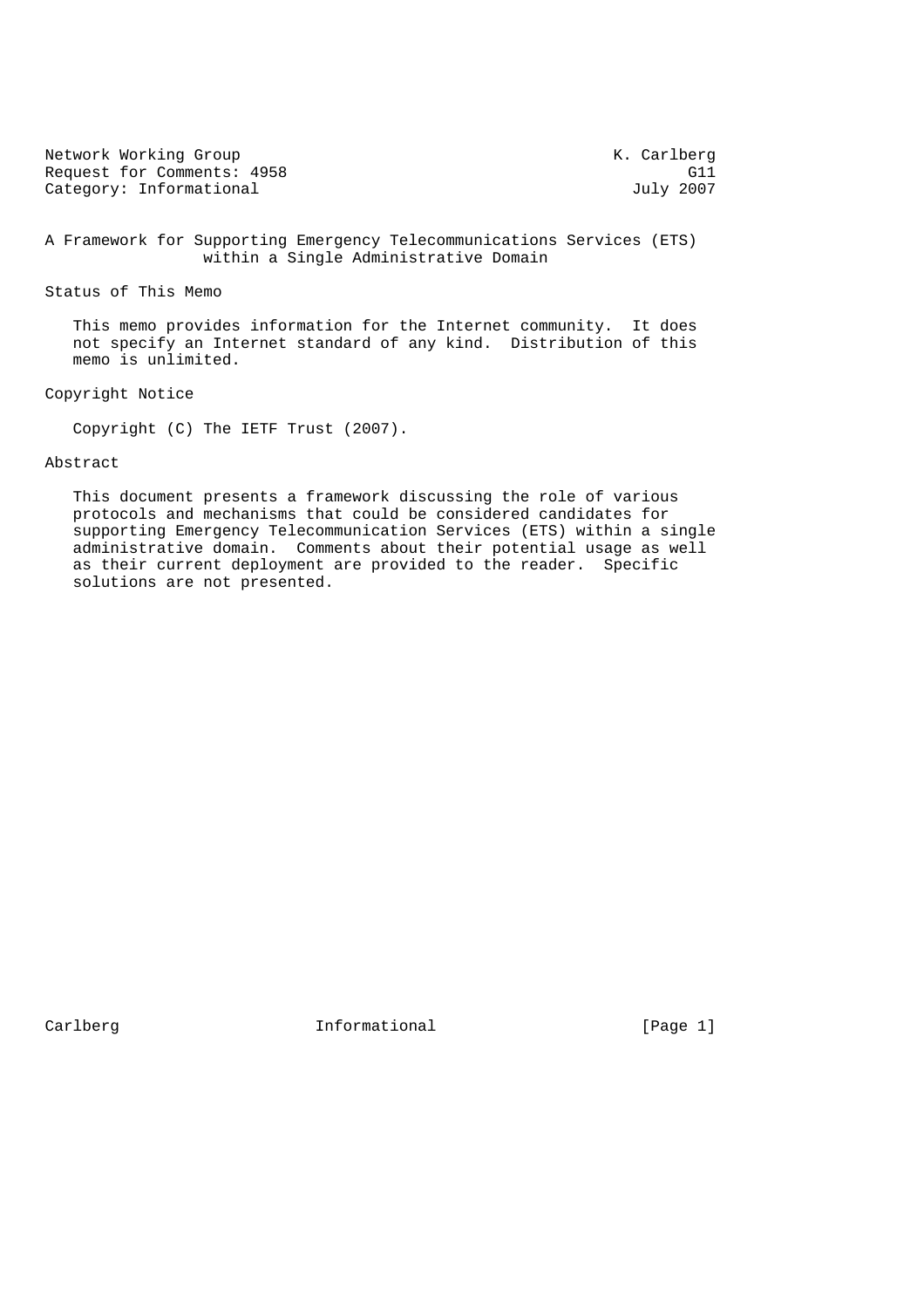Network Working Group K. Carlberg
Request for Comments: 4958 G11
Category: Informational July 2007

# A Framework for Supporting Emergency Telecommunications Services (ETS) within a Single Administrative Domain

## Status of This Memo

This memo provides information for the Internet community. It does not specify an Internet standard of any kind. Distribution of this memo is unlimited.

## Copyright Notice

Copyright (C) The IETF Trust (2007).

## Abstract

This document presents a framework discussing the role of various protocols and mechanisms that could be considered candidates for supporting Emergency Telecommunication Services (ETS) within a single administrative domain. Comments about their potential usage as well as their current deployment are provided to the reader. Specific solutions are not presented.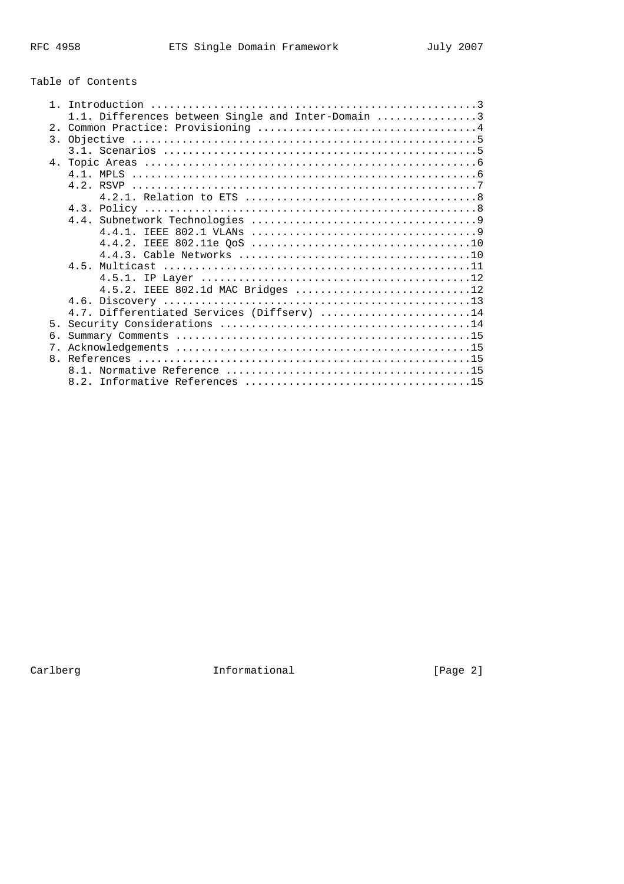## Table of Contents

```
   1. Introduction ....................................................3
      1.1. Differences between Single and Inter-Domain ................3
   2. Common Practice: Provisioning ...................................4
   3. Objective .......................................................5
      3.1. Scenarios ..................................................5
   4. Topic Areas .....................................................6
      4.1. MPLS .......................................................6
      4.2. RSVP .......................................................7
           4.2.1. Relation to ETS .....................................8
      4.3. Policy .....................................................8
      4.4. Subnetwork Technologies ....................................9
           4.4.1. IEEE 802.1 VLANs ....................................9
           4.4.2. IEEE 802.11e QoS ...................................10
           4.4.3. Cable Networks .....................................10
      4.5. Multicast .................................................11
           4.5.1. IP Layer ...........................................12
           4.5.2. IEEE 802.1d MAC Bridges ............................12
      4.6. Discovery .................................................13
      4.7. Differentiated Services (Diffserv) ........................14
   5. Security Considerations ........................................14
   6. Summary Comments ...............................................15
   7. Acknowledgements ...............................................15
   8. References .....................................................15
      8.1. Normative Reference .......................................15
      8.2. Informative References ....................................15
```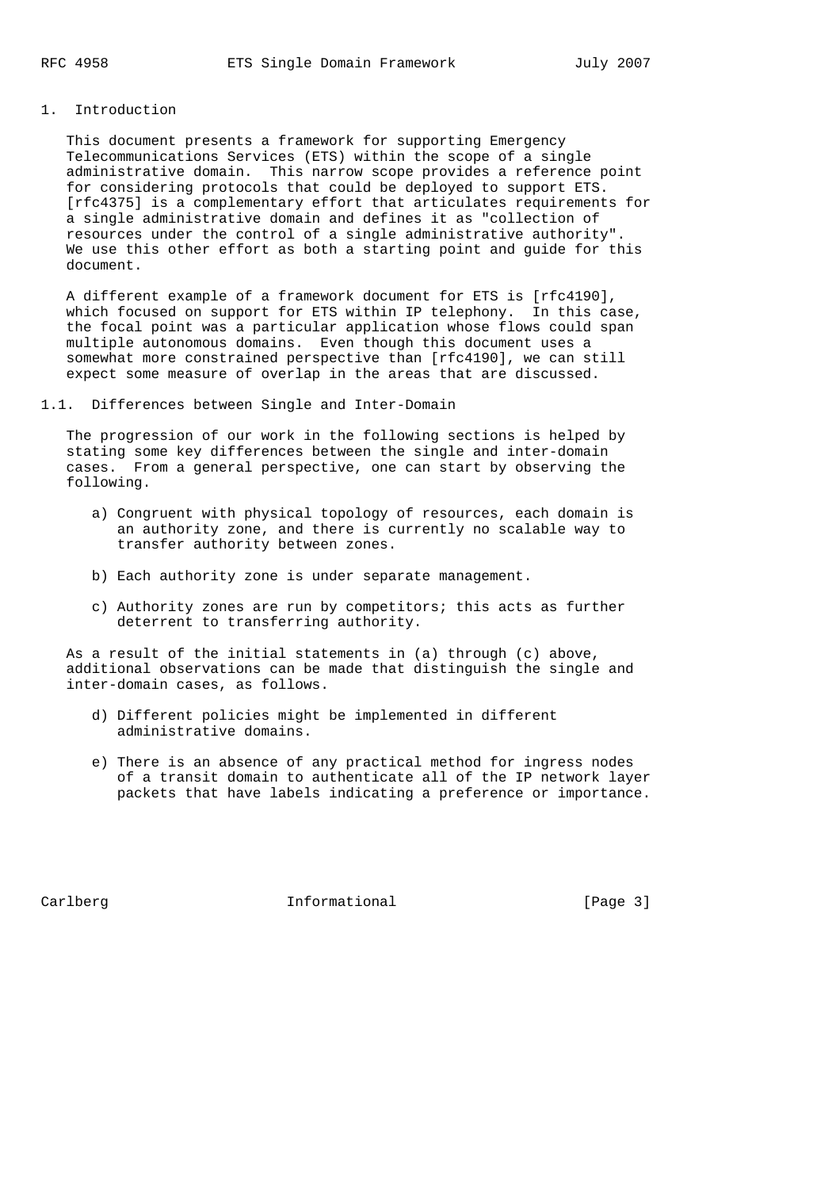# 1. Introduction

This document presents a framework for supporting Emergency Telecommunications Services (ETS) within the scope of a single administrative domain. This narrow scope provides a reference point for considering protocols that could be deployed to support ETS. [rfc4375] is a complementary effort that articulates requirements for a single administrative domain and defines it as "collection of resources under the control of a single administrative authority". We use this other effort as both a starting point and guide for this document.

A different example of a framework document for ETS is [rfc4190], which focused on support for ETS within IP telephony. In this case, the focal point was a particular application whose flows could span multiple autonomous domains. Even though this document uses a somewhat more constrained perspective than [rfc4190], we can still expect some measure of overlap in the areas that are discussed.

## 1.1. Differences between Single and Inter-Domain

The progression of our work in the following sections is helped by stating some key differences between the single and inter-domain cases. From a general perspective, one can start by observing the following.

a) Congruent with physical topology of resources, each domain is an authority zone, and there is currently no scalable way to transfer authority between zones.

b) Each authority zone is under separate management.

c) Authority zones are run by competitors; this acts as further deterrent to transferring authority.

As a result of the initial statements in (a) through (c) above, additional observations can be made that distinguish the single and inter-domain cases, as follows.

d) Different policies might be implemented in different administrative domains.

e) There is an absence of any practical method for ingress nodes of a transit domain to authenticate all of the IP network layer packets that have labels indicating a preference or importance.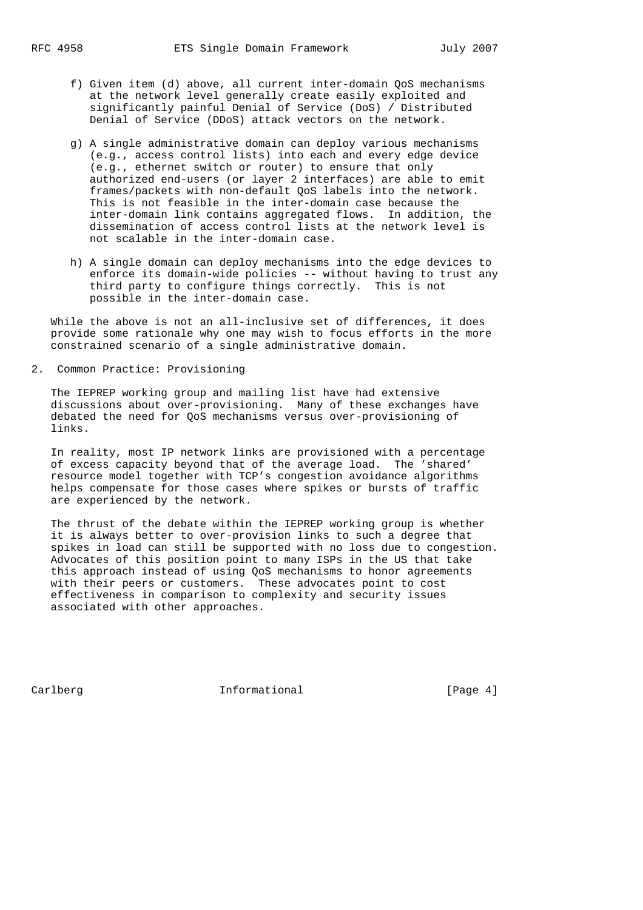f) Given item (d) above, all current inter-domain QoS mechanisms at the network level generally create easily exploited and significantly painful Denial of Service (DoS) / Distributed Denial of Service (DDoS) attack vectors on the network.

g) A single administrative domain can deploy various mechanisms (e.g., access control lists) into each and every edge device (e.g., ethernet switch or router) to ensure that only authorized end-users (or layer 2 interfaces) are able to emit frames/packets with non-default QoS labels into the network. This is not feasible in the inter-domain case because the inter-domain link contains aggregated flows. In addition, the dissemination of access control lists at the network level is not scalable in the inter-domain case.

h) A single domain can deploy mechanisms into the edge devices to enforce its domain-wide policies -- without having to trust any third party to configure things correctly. This is not possible in the inter-domain case.

While the above is not an all-inclusive set of differences, it does provide some rationale why one may wish to focus efforts in the more constrained scenario of a single administrative domain.

## 2. Common Practice: Provisioning

The IEPREP working group and mailing list have had extensive discussions about over-provisioning. Many of these exchanges have debated the need for QoS mechanisms versus over-provisioning of links.

In reality, most IP network links are provisioned with a percentage of excess capacity beyond that of the average load. The 'shared' resource model together with TCP's congestion avoidance algorithms helps compensate for those cases where spikes or bursts of traffic are experienced by the network.

The thrust of the debate within the IEPREP working group is whether it is always better to over-provision links to such a degree that spikes in load can still be supported with no loss due to congestion. Advocates of this position point to many ISPs in the US that take this approach instead of using QoS mechanisms to honor agreements with their peers or customers. These advocates point to cost effectiveness in comparison to complexity and security issues associated with other approaches.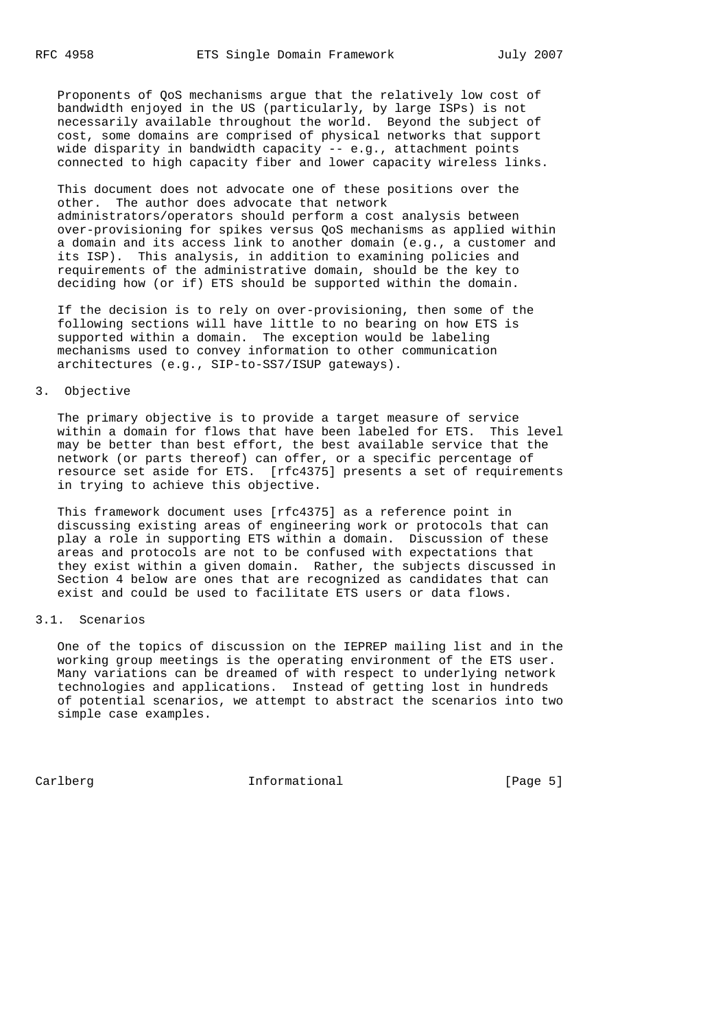Proponents of QoS mechanisms argue that the relatively low cost of bandwidth enjoyed in the US (particularly, by large ISPs) is not necessarily available throughout the world. Beyond the subject of cost, some domains are comprised of physical networks that support wide disparity in bandwidth capacity -- e.g., attachment points connected to high capacity fiber and lower capacity wireless links.

This document does not advocate one of these positions over the other. The author does advocate that network administrators/operators should perform a cost analysis between over-provisioning for spikes versus QoS mechanisms as applied within a domain and its access link to another domain (e.g., a customer and its ISP). This analysis, in addition to examining policies and requirements of the administrative domain, should be the key to deciding how (or if) ETS should be supported within the domain.

If the decision is to rely on over-provisioning, then some of the following sections will have little to no bearing on how ETS is supported within a domain. The exception would be labeling mechanisms used to convey information to other communication architectures (e.g., SIP-to-SS7/ISUP gateways).

## 3. Objective

The primary objective is to provide a target measure of service within a domain for flows that have been labeled for ETS. This level may be better than best effort, the best available service that the network (or parts thereof) can offer, or a specific percentage of resource set aside for ETS. [rfc4375] presents a set of requirements in trying to achieve this objective.

This framework document uses [rfc4375] as a reference point in discussing existing areas of engineering work or protocols that can play a role in supporting ETS within a domain. Discussion of these areas and protocols are not to be confused with expectations that they exist within a given domain. Rather, the subjects discussed in Section 4 below are ones that are recognized as candidates that can exist and could be used to facilitate ETS users or data flows.

### 3.1. Scenarios

One of the topics of discussion on the IEPREP mailing list and in the working group meetings is the operating environment of the ETS user. Many variations can be dreamed of with respect to underlying network technologies and applications. Instead of getting lost in hundreds of potential scenarios, we attempt to abstract the scenarios into two simple case examples.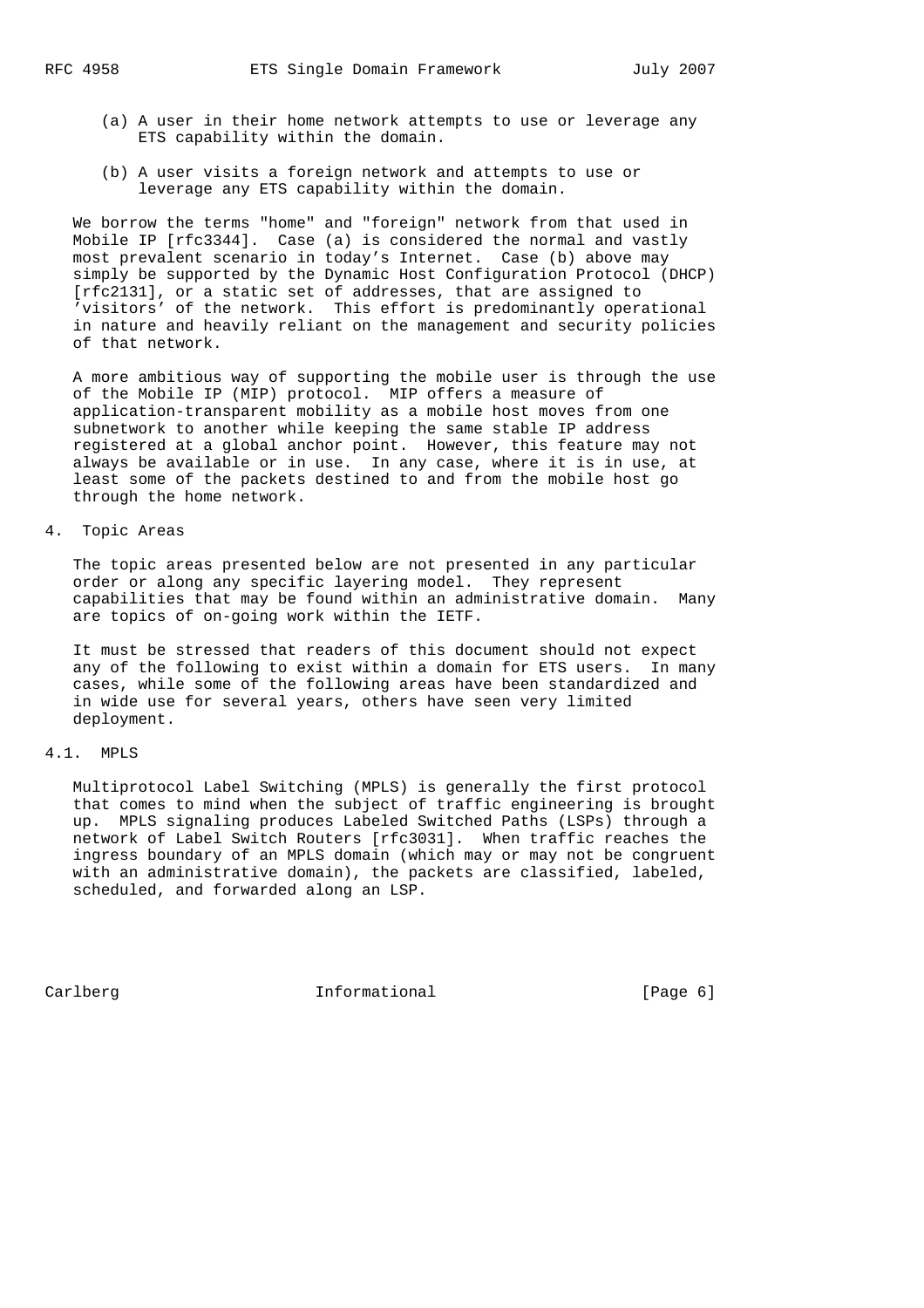(a) A user in their home network attempts to use or leverage any ETS capability within the domain.

(b) A user visits a foreign network and attempts to use or leverage any ETS capability within the domain.

We borrow the terms "home" and "foreign" network from that used in Mobile IP [rfc3344]. Case (a) is considered the normal and vastly most prevalent scenario in today's Internet. Case (b) above may simply be supported by the Dynamic Host Configuration Protocol (DHCP) [rfc2131], or a static set of addresses, that are assigned to 'visitors' of the network. This effort is predominantly operational in nature and heavily reliant on the management and security policies of that network.

A more ambitious way of supporting the mobile user is through the use of the Mobile IP (MIP) protocol. MIP offers a measure of application-transparent mobility as a mobile host moves from one subnetwork to another while keeping the same stable IP address registered at a global anchor point. However, this feature may not always be available or in use. In any case, where it is in use, at least some of the packets destined to and from the mobile host go through the home network.

## 4. Topic Areas

The topic areas presented below are not presented in any particular order or along any specific layering model. They represent capabilities that may be found within an administrative domain. Many are topics of on-going work within the IETF.

It must be stressed that readers of this document should not expect any of the following to exist within a domain for ETS users. In many cases, while some of the following areas have been standardized and in wide use for several years, others have seen very limited deployment.

### 4.1. MPLS

Multiprotocol Label Switching (MPLS) is generally the first protocol that comes to mind when the subject of traffic engineering is brought up. MPLS signaling produces Labeled Switched Paths (LSPs) through a network of Label Switch Routers [rfc3031]. When traffic reaches the ingress boundary of an MPLS domain (which may or may not be congruent with an administrative domain), the packets are classified, labeled, scheduled, and forwarded along an LSP.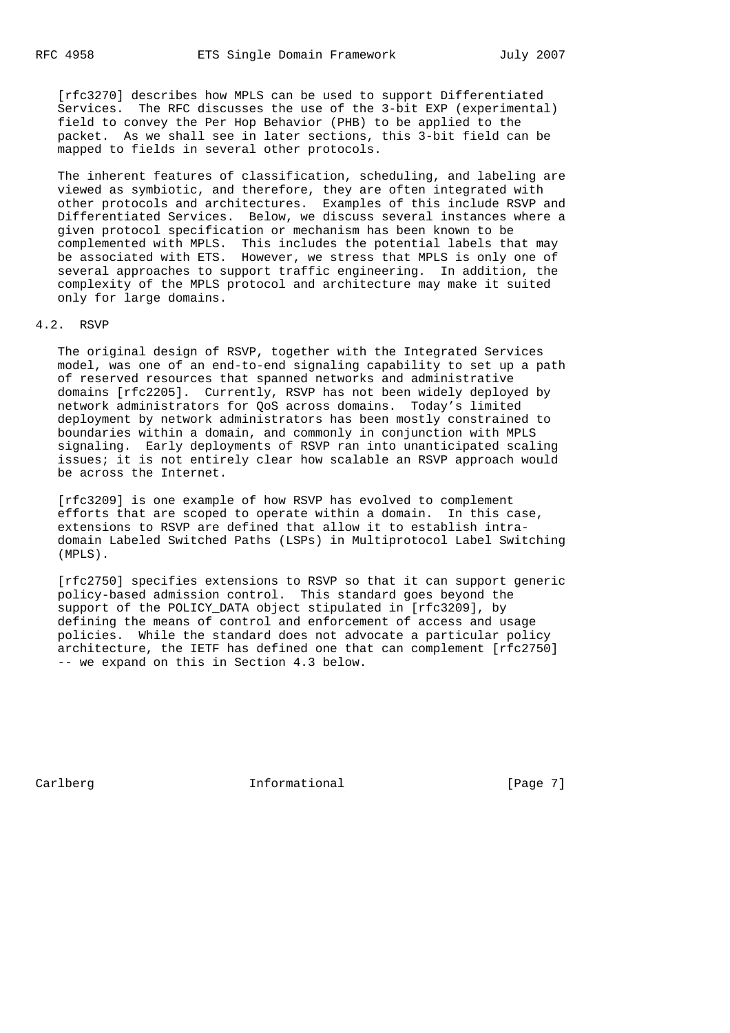[rfc3270] describes how MPLS can be used to support Differentiated Services. The RFC discusses the use of the 3-bit EXP (experimental) field to convey the Per Hop Behavior (PHB) to be applied to the packet. As we shall see in later sections, this 3-bit field can be mapped to fields in several other protocols.

The inherent features of classification, scheduling, and labeling are viewed as symbiotic, and therefore, they are often integrated with other protocols and architectures. Examples of this include RSVP and Differentiated Services. Below, we discuss several instances where a given protocol specification or mechanism has been known to be complemented with MPLS. This includes the potential labels that may be associated with ETS. However, we stress that MPLS is only one of several approaches to support traffic engineering. In addition, the complexity of the MPLS protocol and architecture may make it suited only for large domains.

## 4.2. RSVP

The original design of RSVP, together with the Integrated Services model, was one of an end-to-end signaling capability to set up a path of reserved resources that spanned networks and administrative domains [rfc2205]. Currently, RSVP has not been widely deployed by network administrators for QoS across domains. Today's limited deployment by network administrators has been mostly constrained to boundaries within a domain, and commonly in conjunction with MPLS signaling. Early deployments of RSVP ran into unanticipated scaling issues; it is not entirely clear how scalable an RSVP approach would be across the Internet.

[rfc3209] is one example of how RSVP has evolved to complement efforts that are scoped to operate within a domain. In this case, extensions to RSVP are defined that allow it to establish intra-domain Labeled Switched Paths (LSPs) in Multiprotocol Label Switching (MPLS).

[rfc2750] specifies extensions to RSVP so that it can support generic policy-based admission control. This standard goes beyond the support of the POLICY_DATA object stipulated in [rfc3209], by defining the means of control and enforcement of access and usage policies. While the standard does not advocate a particular policy architecture, the IETF has defined one that can complement [rfc2750] -- we expand on this in Section 4.3 below.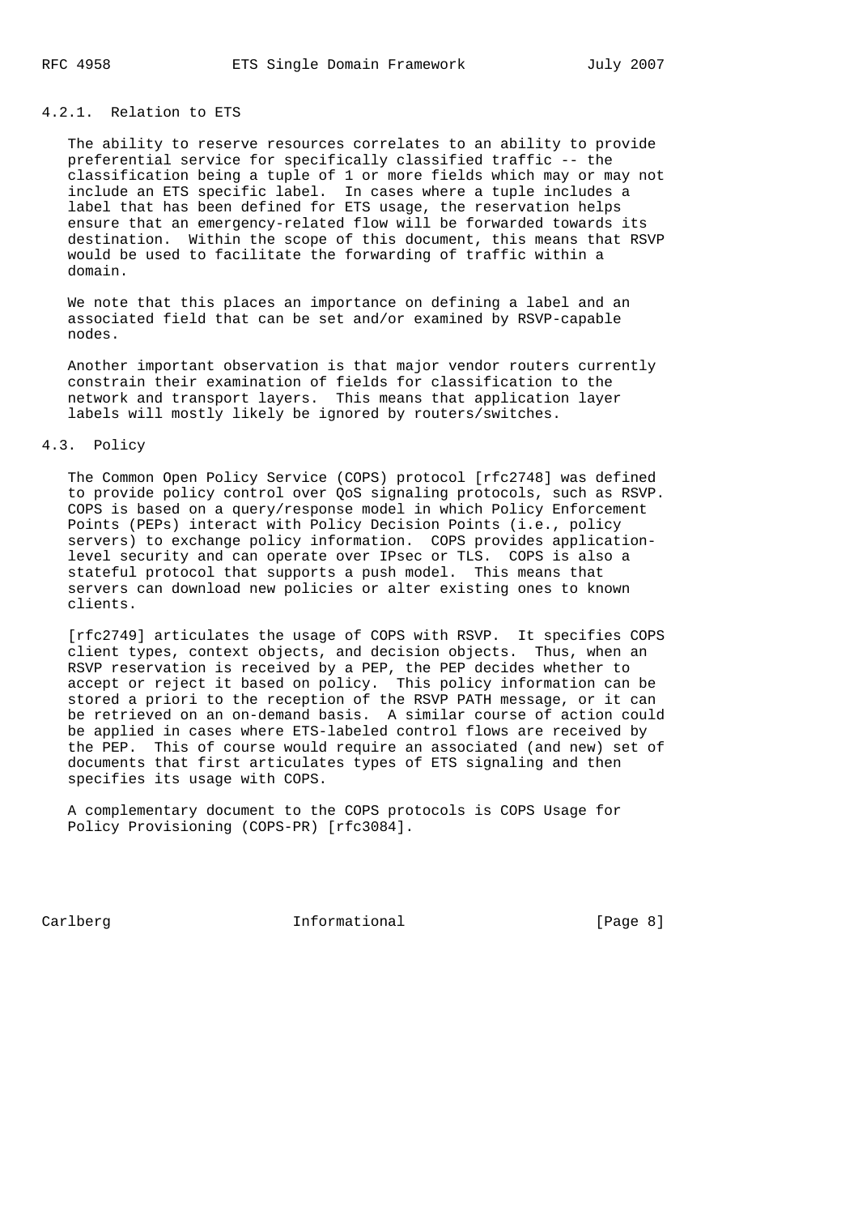#### 4.2.1. Relation to ETS

The ability to reserve resources correlates to an ability to provide preferential service for specifically classified traffic -- the classification being a tuple of 1 or more fields which may or may not include an ETS specific label. In cases where a tuple includes a label that has been defined for ETS usage, the reservation helps ensure that an emergency-related flow will be forwarded towards its destination. Within the scope of this document, this means that RSVP would be used to facilitate the forwarding of traffic within a domain.

We note that this places an importance on defining a label and an associated field that can be set and/or examined by RSVP-capable nodes.

Another important observation is that major vendor routers currently constrain their examination of fields for classification to the network and transport layers. This means that application layer labels will mostly likely be ignored by routers/switches.

### 4.3. Policy

The Common Open Policy Service (COPS) protocol [rfc2748] was defined to provide policy control over QoS signaling protocols, such as RSVP. COPS is based on a query/response model in which Policy Enforcement Points (PEPs) interact with Policy Decision Points (i.e., policy servers) to exchange policy information. COPS provides application-level security and can operate over IPsec or TLS. COPS is also a stateful protocol that supports a push model. This means that servers can download new policies or alter existing ones to known clients.

[rfc2749] articulates the usage of COPS with RSVP. It specifies COPS client types, context objects, and decision objects. Thus, when an RSVP reservation is received by a PEP, the PEP decides whether to accept or reject it based on policy. This policy information can be stored a priori to the reception of the RSVP PATH message, or it can be retrieved on an on-demand basis. A similar course of action could be applied in cases where ETS-labeled control flows are received by the PEP. This of course would require an associated (and new) set of documents that first articulates types of ETS signaling and then specifies its usage with COPS.

A complementary document to the COPS protocols is COPS Usage for Policy Provisioning (COPS-PR) [rfc3084].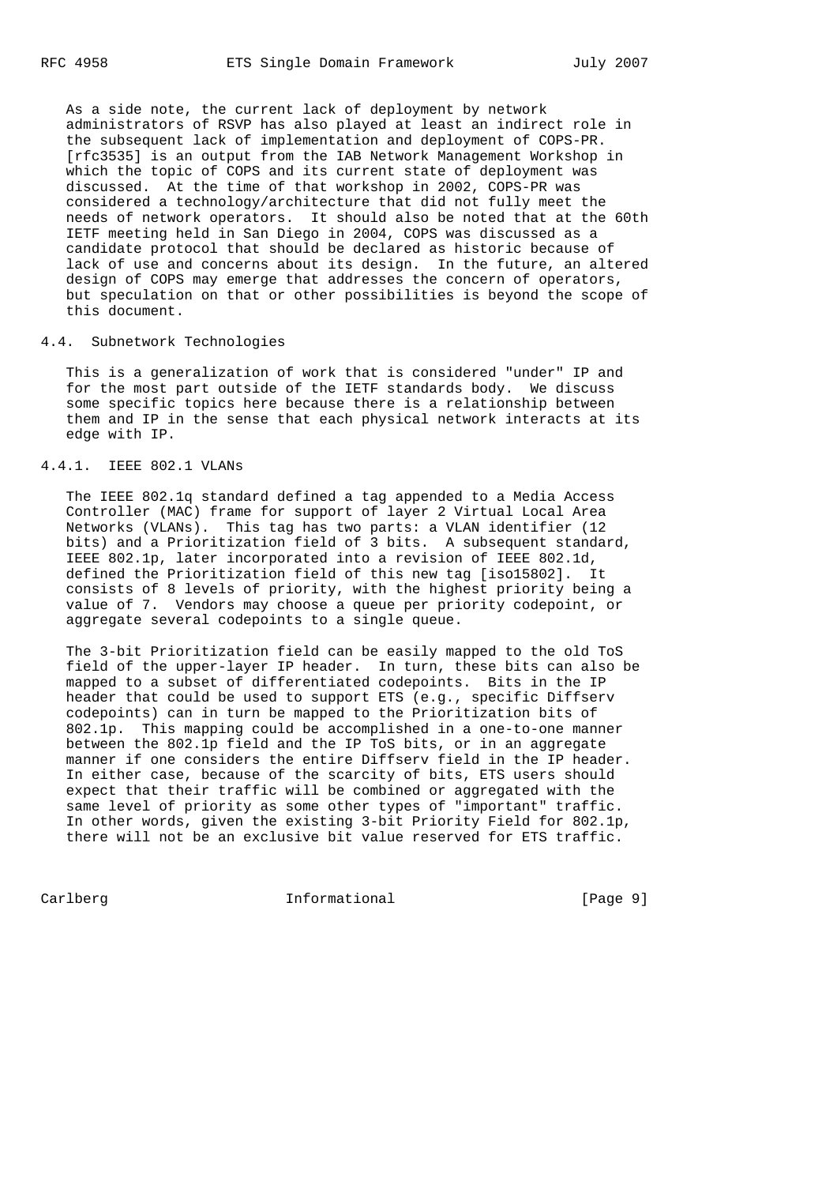As a side note, the current lack of deployment by network administrators of RSVP has also played at least an indirect role in the subsequent lack of implementation and deployment of COPS-PR. [rfc3535] is an output from the IAB Network Management Workshop in which the topic of COPS and its current state of deployment was discussed. At the time of that workshop in 2002, COPS-PR was considered a technology/architecture that did not fully meet the needs of network operators. It should also be noted that at the 60th IETF meeting held in San Diego in 2004, COPS was discussed as a candidate protocol that should be declared as historic because of lack of use and concerns about its design. In the future, an altered design of COPS may emerge that addresses the concern of operators, but speculation on that or other possibilities is beyond the scope of this document.

### 4.4. Subnetwork Technologies

This is a generalization of work that is considered "under" IP and for the most part outside of the IETF standards body. We discuss some specific topics here because there is a relationship between them and IP in the sense that each physical network interacts at its edge with IP.

#### 4.4.1. IEEE 802.1 VLANs

The IEEE 802.1q standard defined a tag appended to a Media Access Controller (MAC) frame for support of layer 2 Virtual Local Area Networks (VLANs). This tag has two parts: a VLAN identifier (12 bits) and a Prioritization field of 3 bits. A subsequent standard, IEEE 802.1p, later incorporated into a revision of IEEE 802.1d, defined the Prioritization field of this new tag [iso15802]. It consists of 8 levels of priority, with the highest priority being a value of 7. Vendors may choose a queue per priority codepoint, or aggregate several codepoints to a single queue.

The 3-bit Prioritization field can be easily mapped to the old ToS field of the upper-layer IP header. In turn, these bits can also be mapped to a subset of differentiated codepoints. Bits in the IP header that could be used to support ETS (e.g., specific Diffserv codepoints) can in turn be mapped to the Prioritization bits of 802.1p. This mapping could be accomplished in a one-to-one manner between the 802.1p field and the IP ToS bits, or in an aggregate manner if one considers the entire Diffserv field in the IP header. In either case, because of the scarcity of bits, ETS users should expect that their traffic will be combined or aggregated with the same level of priority as some other types of "important" traffic. In other words, given the existing 3-bit Priority Field for 802.1p, there will not be an exclusive bit value reserved for ETS traffic.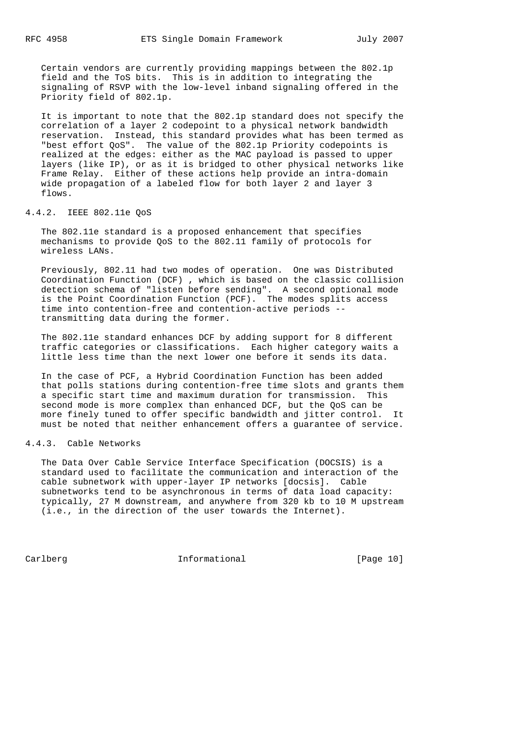Certain vendors are currently providing mappings between the 802.1p field and the ToS bits. This is in addition to integrating the signaling of RSVP with the low-level inband signaling offered in the Priority field of 802.1p.

It is important to note that the 802.1p standard does not specify the correlation of a layer 2 codepoint to a physical network bandwidth reservation. Instead, this standard provides what has been termed as "best effort QoS". The value of the 802.1p Priority codepoints is realized at the edges: either as the MAC payload is passed to upper layers (like IP), or as it is bridged to other physical networks like Frame Relay. Either of these actions help provide an intra-domain wide propagation of a labeled flow for both layer 2 and layer 3 flows.

### 4.4.2. IEEE 802.11e QoS

The 802.11e standard is a proposed enhancement that specifies mechanisms to provide QoS to the 802.11 family of protocols for wireless LANs.

Previously, 802.11 had two modes of operation. One was Distributed Coordination Function (DCF) , which is based on the classic collision detection schema of "listen before sending". A second optional mode is the Point Coordination Function (PCF). The modes splits access time into contention-free and contention-active periods -- transmitting data during the former.

The 802.11e standard enhances DCF by adding support for 8 different traffic categories or classifications. Each higher category waits a little less time than the next lower one before it sends its data.

In the case of PCF, a Hybrid Coordination Function has been added that polls stations during contention-free time slots and grants them a specific start time and maximum duration for transmission. This second mode is more complex than enhanced DCF, but the QoS can be more finely tuned to offer specific bandwidth and jitter control. It must be noted that neither enhancement offers a guarantee of service.

### 4.4.3. Cable Networks

The Data Over Cable Service Interface Specification (DOCSIS) is a standard used to facilitate the communication and interaction of the cable subnetwork with upper-layer IP networks [docsis]. Cable subnetworks tend to be asynchronous in terms of data load capacity: typically, 27 M downstream, and anywhere from 320 kb to 10 M upstream (i.e., in the direction of the user towards the Internet).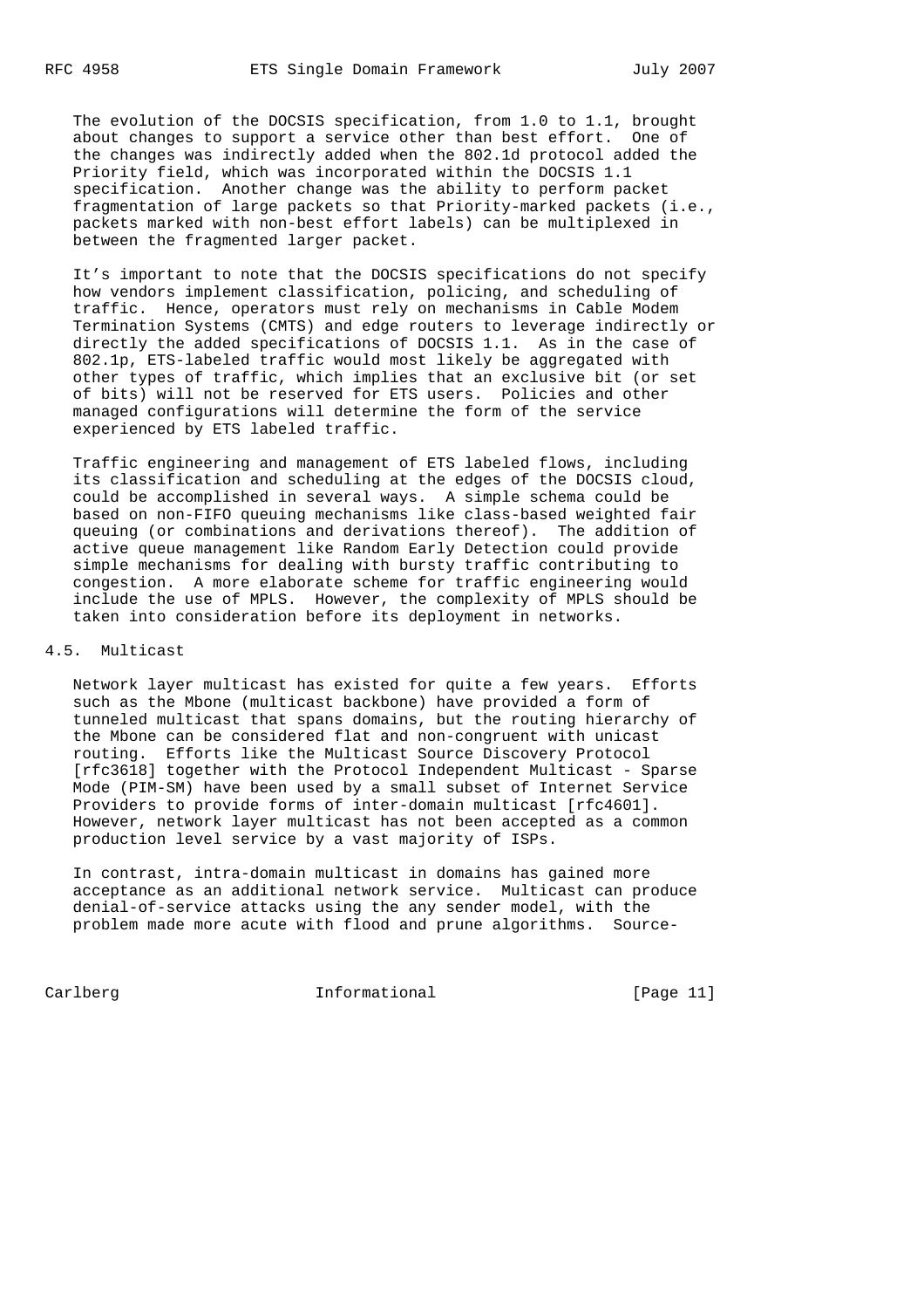The evolution of the DOCSIS specification, from 1.0 to 1.1, brought about changes to support a service other than best effort. One of the changes was indirectly added when the 802.1d protocol added the Priority field, which was incorporated within the DOCSIS 1.1 specification. Another change was the ability to perform packet fragmentation of large packets so that Priority-marked packets (i.e., packets marked with non-best effort labels) can be multiplexed in between the fragmented larger packet.

It's important to note that the DOCSIS specifications do not specify how vendors implement classification, policing, and scheduling of traffic. Hence, operators must rely on mechanisms in Cable Modem Termination Systems (CMTS) and edge routers to leverage indirectly or directly the added specifications of DOCSIS 1.1. As in the case of 802.1p, ETS-labeled traffic would most likely be aggregated with other types of traffic, which implies that an exclusive bit (or set of bits) will not be reserved for ETS users. Policies and other managed configurations will determine the form of the service experienced by ETS labeled traffic.

Traffic engineering and management of ETS labeled flows, including its classification and scheduling at the edges of the DOCSIS cloud, could be accomplished in several ways. A simple schema could be based on non-FIFO queuing mechanisms like class-based weighted fair queuing (or combinations and derivations thereof). The addition of active queue management like Random Early Detection could provide simple mechanisms for dealing with bursty traffic contributing to congestion. A more elaborate scheme for traffic engineering would include the use of MPLS. However, the complexity of MPLS should be taken into consideration before its deployment in networks.

## 4.5. Multicast

Network layer multicast has existed for quite a few years. Efforts such as the Mbone (multicast backbone) have provided a form of tunneled multicast that spans domains, but the routing hierarchy of the Mbone can be considered flat and non-congruent with unicast routing. Efforts like the Multicast Source Discovery Protocol [rfc3618] together with the Protocol Independent Multicast - Sparse Mode (PIM-SM) have been used by a small subset of Internet Service Providers to provide forms of inter-domain multicast [rfc4601]. However, network layer multicast has not been accepted as a common production level service by a vast majority of ISPs.

In contrast, intra-domain multicast in domains has gained more acceptance as an additional network service. Multicast can produce denial-of-service attacks using the any sender model, with the problem made more acute with flood and prune algorithms. Source-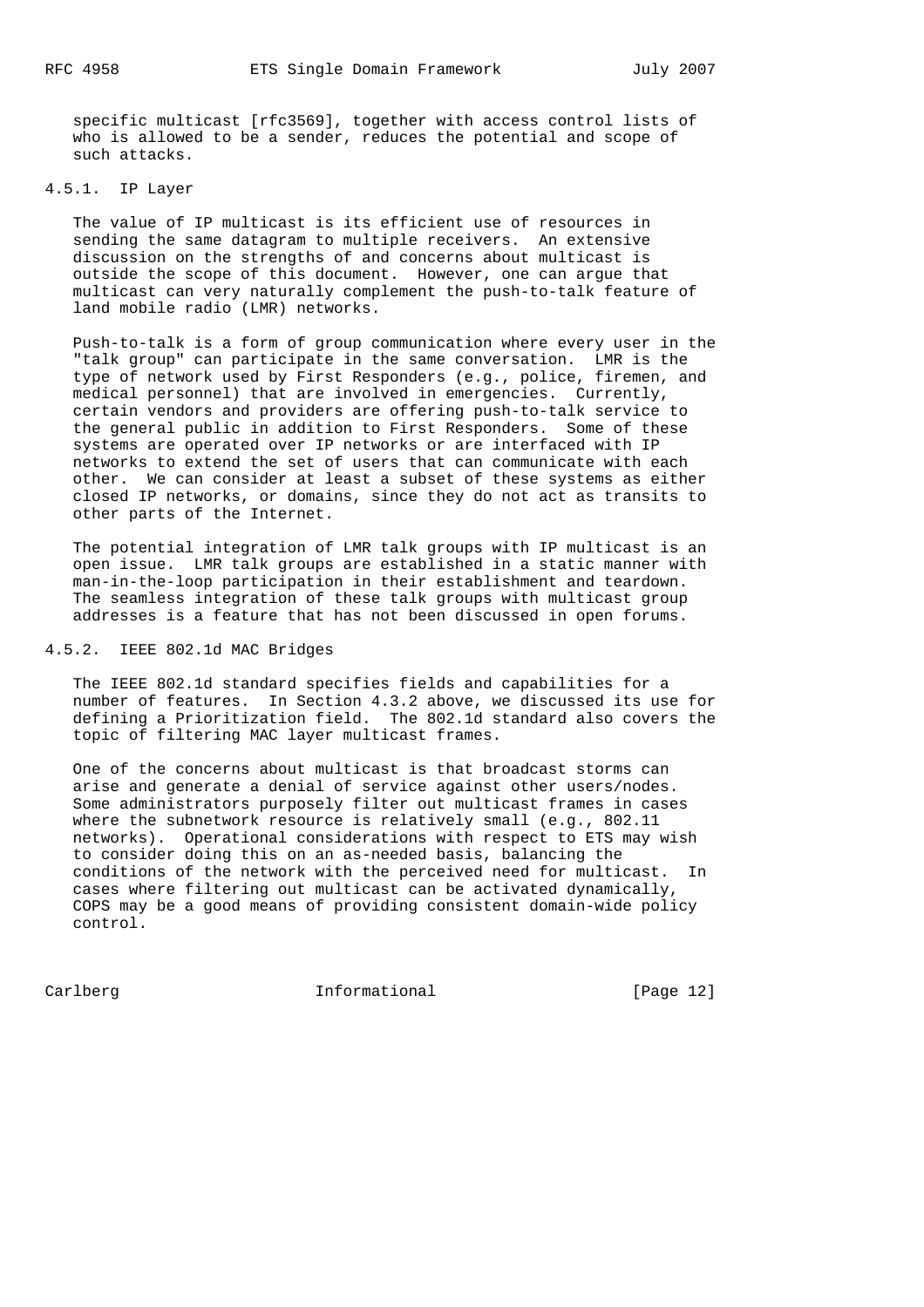specific multicast [rfc3569], together with access control lists of who is allowed to be a sender, reduces the potential and scope of such attacks.

### 4.5.1. IP Layer

The value of IP multicast is its efficient use of resources in sending the same datagram to multiple receivers. An extensive discussion on the strengths of and concerns about multicast is outside the scope of this document. However, one can argue that multicast can very naturally complement the push-to-talk feature of land mobile radio (LMR) networks.

Push-to-talk is a form of group communication where every user in the "talk group" can participate in the same conversation. LMR is the type of network used by First Responders (e.g., police, firemen, and medical personnel) that are involved in emergencies. Currently, certain vendors and providers are offering push-to-talk service to the general public in addition to First Responders. Some of these systems are operated over IP networks or are interfaced with IP networks to extend the set of users that can communicate with each other. We can consider at least a subset of these systems as either closed IP networks, or domains, since they do not act as transits to other parts of the Internet.

The potential integration of LMR talk groups with IP multicast is an open issue. LMR talk groups are established in a static manner with man-in-the-loop participation in their establishment and teardown. The seamless integration of these talk groups with multicast group addresses is a feature that has not been discussed in open forums.

### 4.5.2. IEEE 802.1d MAC Bridges

The IEEE 802.1d standard specifies fields and capabilities for a number of features. In Section 4.3.2 above, we discussed its use for defining a Prioritization field. The 802.1d standard also covers the topic of filtering MAC layer multicast frames.

One of the concerns about multicast is that broadcast storms can arise and generate a denial of service against other users/nodes. Some administrators purposely filter out multicast frames in cases where the subnetwork resource is relatively small (e.g., 802.11 networks). Operational considerations with respect to ETS may wish to consider doing this on an as-needed basis, balancing the conditions of the network with the perceived need for multicast. In cases where filtering out multicast can be activated dynamically, COPS may be a good means of providing consistent domain-wide policy control.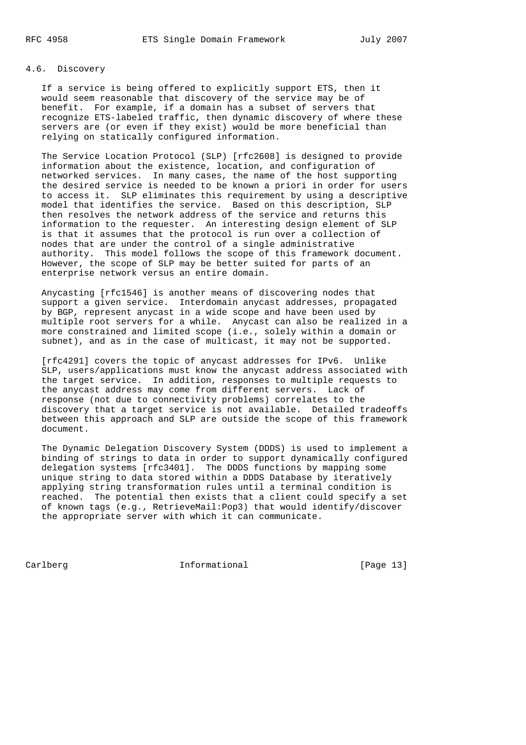### 4.6. Discovery

If a service is being offered to explicitly support ETS, then it would seem reasonable that discovery of the service may be of benefit. For example, if a domain has a subset of servers that recognize ETS-labeled traffic, then dynamic discovery of where these servers are (or even if they exist) would be more beneficial than relying on statically configured information.

The Service Location Protocol (SLP) [rfc2608] is designed to provide information about the existence, location, and configuration of networked services. In many cases, the name of the host supporting the desired service is needed to be known a priori in order for users to access it. SLP eliminates this requirement by using a descriptive model that identifies the service. Based on this description, SLP then resolves the network address of the service and returns this information to the requester. An interesting design element of SLP is that it assumes that the protocol is run over a collection of nodes that are under the control of a single administrative authority. This model follows the scope of this framework document. However, the scope of SLP may be better suited for parts of an enterprise network versus an entire domain.

Anycasting [rfc1546] is another means of discovering nodes that support a given service. Interdomain anycast addresses, propagated by BGP, represent anycast in a wide scope and have been used by multiple root servers for a while. Anycast can also be realized in a more constrained and limited scope (i.e., solely within a domain or subnet), and as in the case of multicast, it may not be supported.

[rfc4291] covers the topic of anycast addresses for IPv6. Unlike SLP, users/applications must know the anycast address associated with the target service. In addition, responses to multiple requests to the anycast address may come from different servers. Lack of response (not due to connectivity problems) correlates to the discovery that a target service is not available. Detailed tradeoffs between this approach and SLP are outside the scope of this framework document.

The Dynamic Delegation Discovery System (DDDS) is used to implement a binding of strings to data in order to support dynamically configured delegation systems [rfc3401]. The DDDS functions by mapping some unique string to data stored within a DDDS Database by iteratively applying string transformation rules until a terminal condition is reached. The potential then exists that a client could specify a set of known tags (e.g., RetrieveMail:Pop3) that would identify/discover the appropriate server with which it can communicate.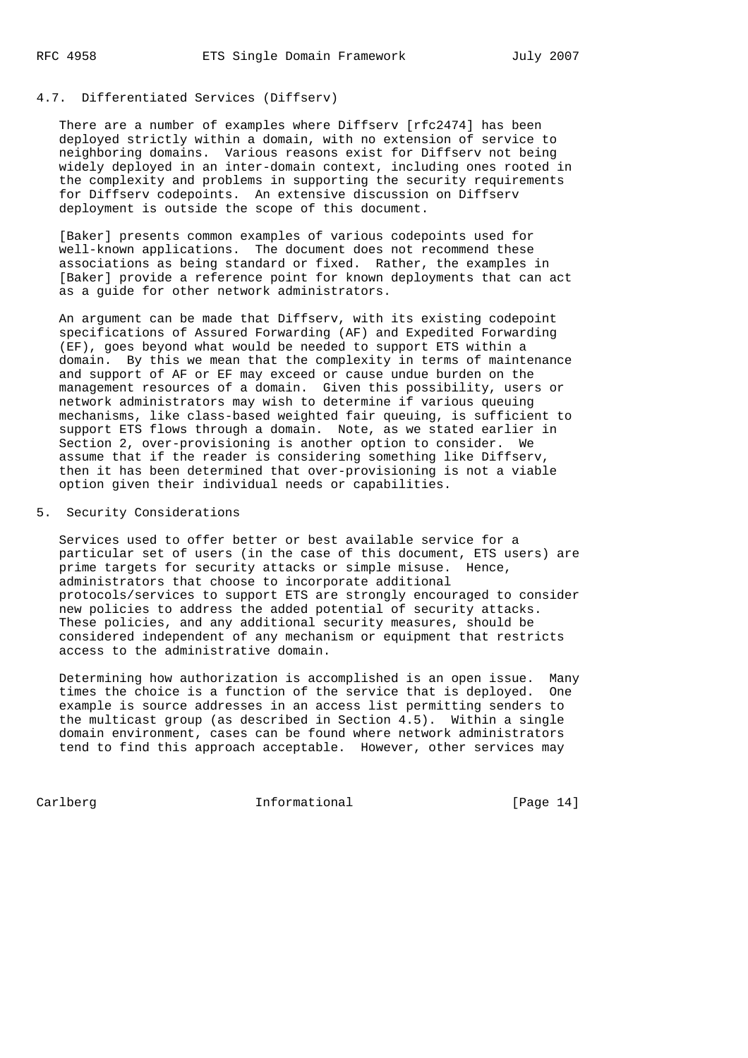### 4.7. Differentiated Services (Diffserv)

There are a number of examples where Diffserv [rfc2474] has been deployed strictly within a domain, with no extension of service to neighboring domains. Various reasons exist for Diffserv not being widely deployed in an inter-domain context, including ones rooted in the complexity and problems in supporting the security requirements for Diffserv codepoints. An extensive discussion on Diffserv deployment is outside the scope of this document.

[Baker] presents common examples of various codepoints used for well-known applications. The document does not recommend these associations as being standard or fixed. Rather, the examples in [Baker] provide a reference point for known deployments that can act as a guide for other network administrators.

An argument can be made that Diffserv, with its existing codepoint specifications of Assured Forwarding (AF) and Expedited Forwarding (EF), goes beyond what would be needed to support ETS within a domain. By this we mean that the complexity in terms of maintenance and support of AF or EF may exceed or cause undue burden on the management resources of a domain. Given this possibility, users or network administrators may wish to determine if various queuing mechanisms, like class-based weighted fair queuing, is sufficient to support ETS flows through a domain. Note, as we stated earlier in Section 2, over-provisioning is another option to consider. We assume that if the reader is considering something like Diffserv, then it has been determined that over-provisioning is not a viable option given their individual needs or capabilities.

## 5. Security Considerations

Services used to offer better or best available service for a particular set of users (in the case of this document, ETS users) are prime targets for security attacks or simple misuse. Hence, administrators that choose to incorporate additional protocols/services to support ETS are strongly encouraged to consider new policies to address the added potential of security attacks. These policies, and any additional security measures, should be considered independent of any mechanism or equipment that restricts access to the administrative domain.

Determining how authorization is accomplished is an open issue. Many times the choice is a function of the service that is deployed. One example is source addresses in an access list permitting senders to the multicast group (as described in Section 4.5). Within a single domain environment, cases can be found where network administrators tend to find this approach acceptable. However, other services may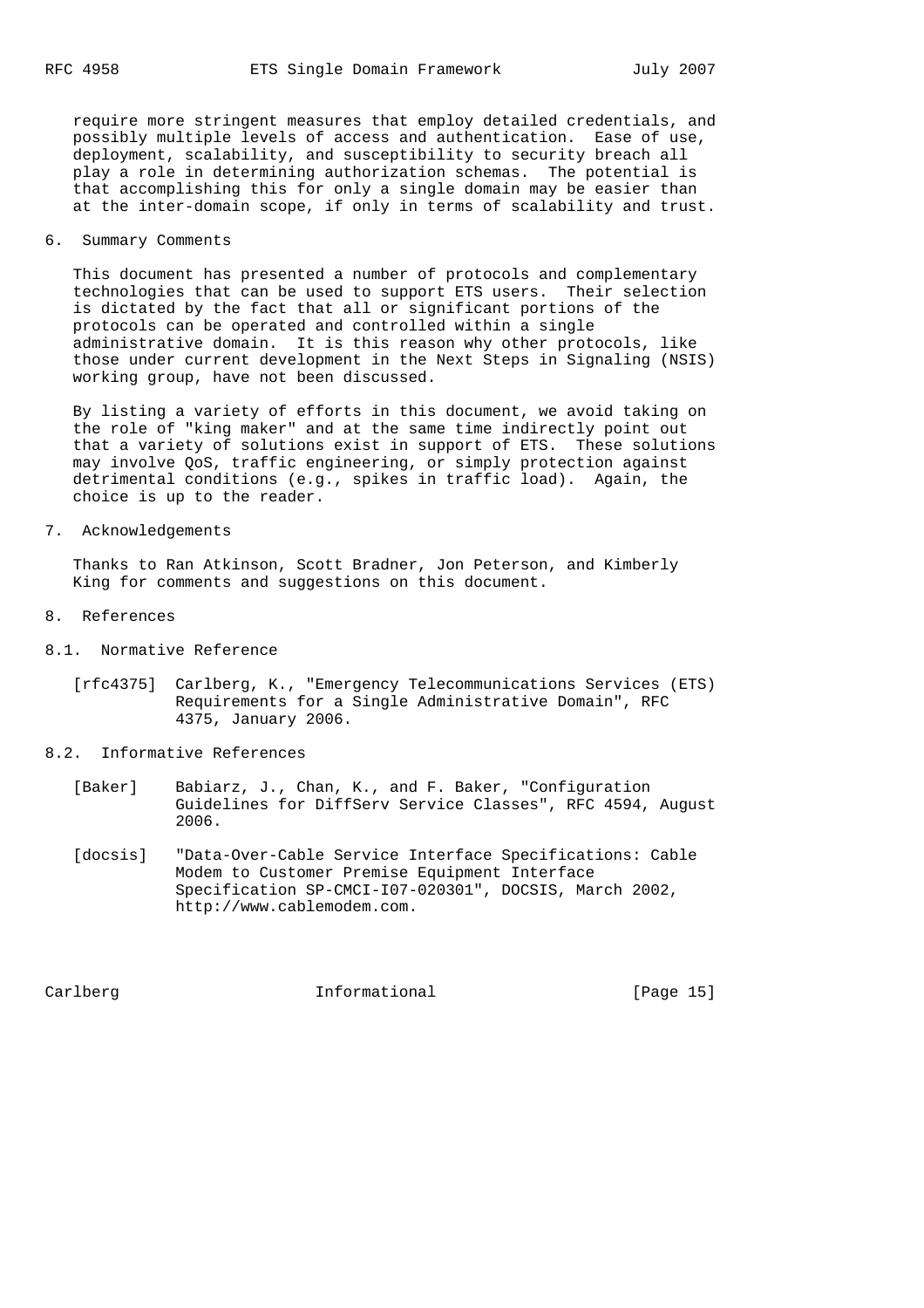require more stringent measures that employ detailed credentials, and possibly multiple levels of access and authentication. Ease of use, deployment, scalability, and susceptibility to security breach all play a role in determining authorization schemas. The potential is that accomplishing this for only a single domain may be easier than at the inter-domain scope, if only in terms of scalability and trust.

## 6. Summary Comments

This document has presented a number of protocols and complementary technologies that can be used to support ETS users. Their selection is dictated by the fact that all or significant portions of the protocols can be operated and controlled within a single administrative domain. It is this reason why other protocols, like those under current development in the Next Steps in Signaling (NSIS) working group, have not been discussed.

By listing a variety of efforts in this document, we avoid taking on the role of "king maker" and at the same time indirectly point out that a variety of solutions exist in support of ETS. These solutions may involve QoS, traffic engineering, or simply protection against detrimental conditions (e.g., spikes in traffic load). Again, the choice is up to the reader.

## 7. Acknowledgements

Thanks to Ran Atkinson, Scott Bradner, Jon Peterson, and Kimberly King for comments and suggestions on this document.

## 8. References

### 8.1. Normative Reference

[rfc4375] Carlberg, K., "Emergency Telecommunications Services (ETS) Requirements for a Single Administrative Domain", RFC 4375, January 2006.

### 8.2. Informative References

[Baker] Babiarz, J., Chan, K., and F. Baker, "Configuration Guidelines for DiffServ Service Classes", RFC 4594, August 2006.

[docsis] "Data-Over-Cable Service Interface Specifications: Cable Modem to Customer Premise Equipment Interface Specification SP-CMCI-I07-020301", DOCSIS, March 2002, http://www.cablemodem.com.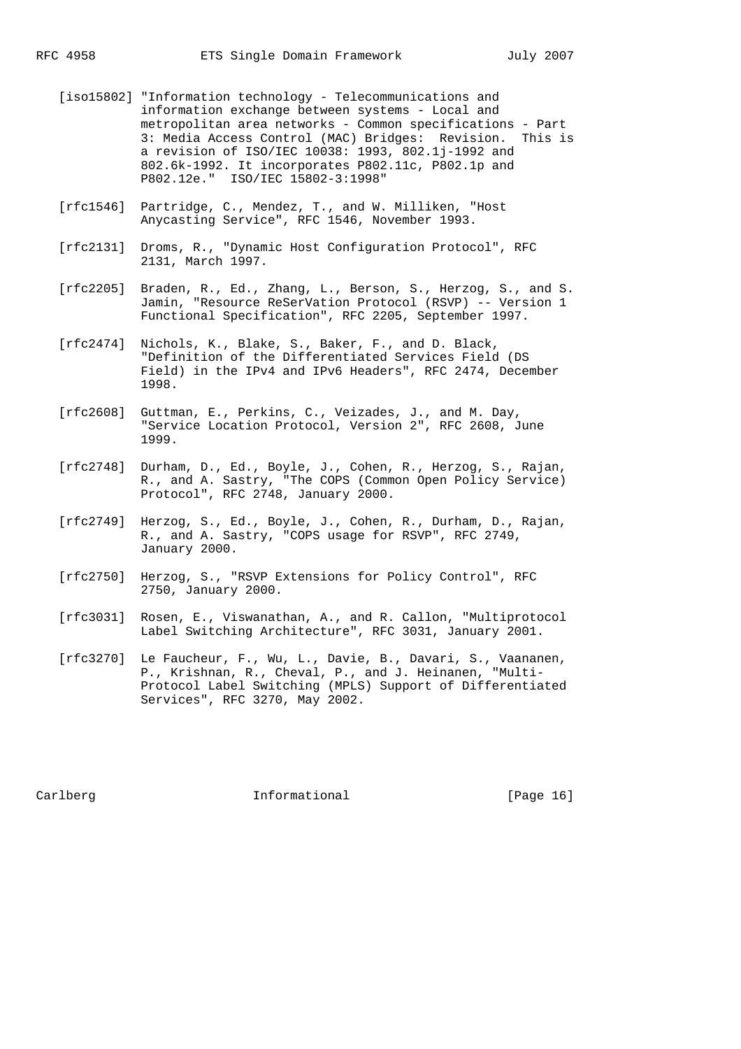[iso15802] "Information technology - Telecommunications and information exchange between systems - Local and metropolitan area networks - Common specifications - Part 3: Media Access Control (MAC) Bridges: Revision. This is a revision of ISO/IEC 10038: 1993, 802.1j-1992 and 802.6k-1992. It incorporates P802.11c, P802.1p and P802.12e." ISO/IEC 15802-3:1998"

[rfc1546] Partridge, C., Mendez, T., and W. Milliken, "Host Anycasting Service", RFC 1546, November 1993.

[rfc2131] Droms, R., "Dynamic Host Configuration Protocol", RFC 2131, March 1997.

[rfc2205] Braden, R., Ed., Zhang, L., Berson, S., Herzog, S., and S. Jamin, "Resource ReSerVation Protocol (RSVP) -- Version 1 Functional Specification", RFC 2205, September 1997.

[rfc2474] Nichols, K., Blake, S., Baker, F., and D. Black, "Definition of the Differentiated Services Field (DS Field) in the IPv4 and IPv6 Headers", RFC 2474, December 1998.

[rfc2608] Guttman, E., Perkins, C., Veizades, J., and M. Day, "Service Location Protocol, Version 2", RFC 2608, June 1999.

[rfc2748] Durham, D., Ed., Boyle, J., Cohen, R., Herzog, S., Rajan, R., and A. Sastry, "The COPS (Common Open Policy Service) Protocol", RFC 2748, January 2000.

[rfc2749] Herzog, S., Ed., Boyle, J., Cohen, R., Durham, D., Rajan, R., and A. Sastry, "COPS usage for RSVP", RFC 2749, January 2000.

[rfc2750] Herzog, S., "RSVP Extensions for Policy Control", RFC 2750, January 2000.

[rfc3031] Rosen, E., Viswanathan, A., and R. Callon, "Multiprotocol Label Switching Architecture", RFC 3031, January 2001.

[rfc3270] Le Faucheur, F., Wu, L., Davie, B., Davari, S., Vaananen, P., Krishnan, R., Cheval, P., and J. Heinanen, "Multi-Protocol Label Switching (MPLS) Support of Differentiated Services", RFC 3270, May 2002.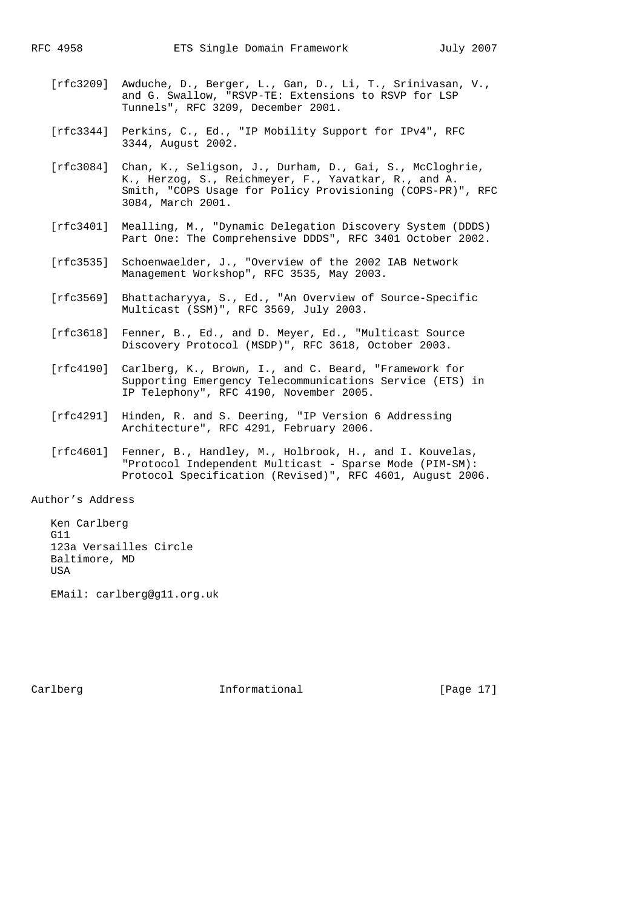[rfc3209] Awduche, D., Berger, L., Gan, D., Li, T., Srinivasan, V., and G. Swallow, "RSVP-TE: Extensions to RSVP for LSP Tunnels", RFC 3209, December 2001.

[rfc3344] Perkins, C., Ed., "IP Mobility Support for IPv4", RFC 3344, August 2002.

[rfc3084] Chan, K., Seligson, J., Durham, D., Gai, S., McCloghrie, K., Herzog, S., Reichmeyer, F., Yavatkar, R., and A. Smith, "COPS Usage for Policy Provisioning (COPS-PR)", RFC 3084, March 2001.

[rfc3401] Mealling, M., "Dynamic Delegation Discovery System (DDDS) Part One: The Comprehensive DDDS", RFC 3401 October 2002.

[rfc3535] Schoenwaelder, J., "Overview of the 2002 IAB Network Management Workshop", RFC 3535, May 2003.

[rfc3569] Bhattacharyya, S., Ed., "An Overview of Source-Specific Multicast (SSM)", RFC 3569, July 2003.

[rfc3618] Fenner, B., Ed., and D. Meyer, Ed., "Multicast Source Discovery Protocol (MSDP)", RFC 3618, October 2003.

[rfc4190] Carlberg, K., Brown, I., and C. Beard, "Framework for Supporting Emergency Telecommunications Service (ETS) in IP Telephony", RFC 4190, November 2005.

[rfc4291] Hinden, R. and S. Deering, "IP Version 6 Addressing Architecture", RFC 4291, February 2006.

[rfc4601] Fenner, B., Handley, M., Holbrook, H., and I. Kouvelas, "Protocol Independent Multicast - Sparse Mode (PIM-SM): Protocol Specification (Revised)", RFC 4601, August 2006.

## Author's Address

Ken Carlberg
G11
123a Versailles Circle
Baltimore, MD
USA

EMail: carlberg@g11.org.uk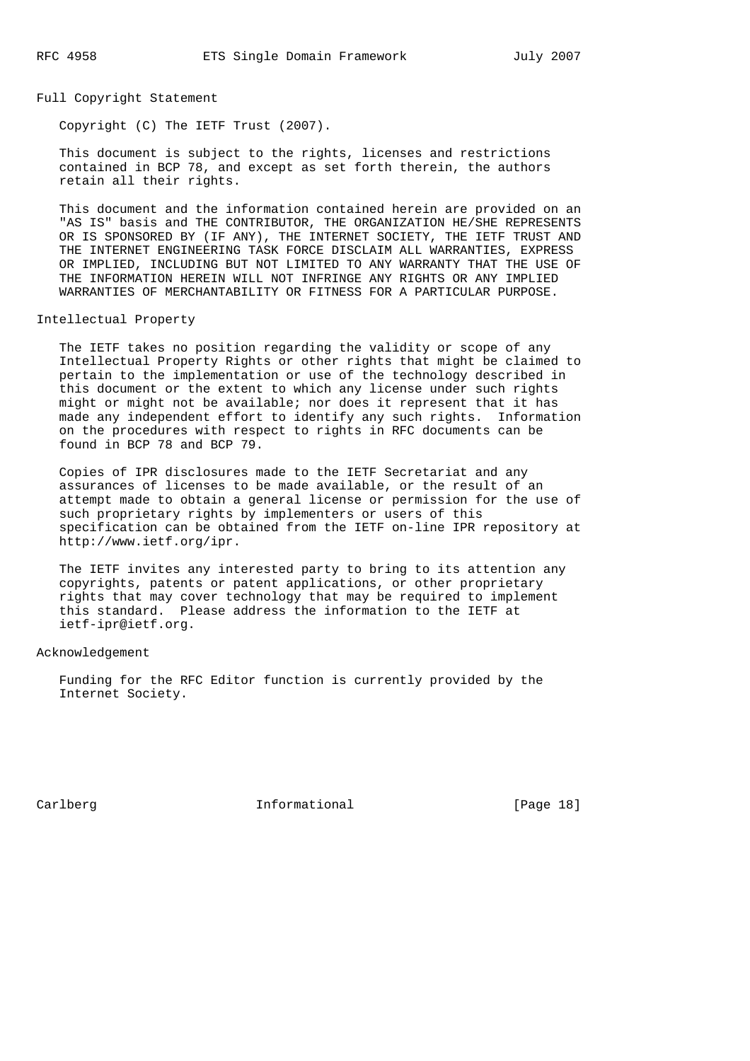## Full Copyright Statement

Copyright (C) The IETF Trust (2007).

This document is subject to the rights, licenses and restrictions contained in BCP 78, and except as set forth therein, the authors retain all their rights.

This document and the information contained herein are provided on an "AS IS" basis and THE CONTRIBUTOR, THE ORGANIZATION HE/SHE REPRESENTS OR IS SPONSORED BY (IF ANY), THE INTERNET SOCIETY, THE IETF TRUST AND THE INTERNET ENGINEERING TASK FORCE DISCLAIM ALL WARRANTIES, EXPRESS OR IMPLIED, INCLUDING BUT NOT LIMITED TO ANY WARRANTY THAT THE USE OF THE INFORMATION HEREIN WILL NOT INFRINGE ANY RIGHTS OR ANY IMPLIED WARRANTIES OF MERCHANTABILITY OR FITNESS FOR A PARTICULAR PURPOSE.

## Intellectual Property

The IETF takes no position regarding the validity or scope of any Intellectual Property Rights or other rights that might be claimed to pertain to the implementation or use of the technology described in this document or the extent to which any license under such rights might or might not be available; nor does it represent that it has made any independent effort to identify any such rights. Information on the procedures with respect to rights in RFC documents can be found in BCP 78 and BCP 79.

Copies of IPR disclosures made to the IETF Secretariat and any assurances of licenses to be made available, or the result of an attempt made to obtain a general license or permission for the use of such proprietary rights by implementers or users of this specification can be obtained from the IETF on-line IPR repository at http://www.ietf.org/ipr.

The IETF invites any interested party to bring to its attention any copyrights, patents or patent applications, or other proprietary rights that may cover technology that may be required to implement this standard. Please address the information to the IETF at ietf-ipr@ietf.org.

## Acknowledgement

Funding for the RFC Editor function is currently provided by the Internet Society.